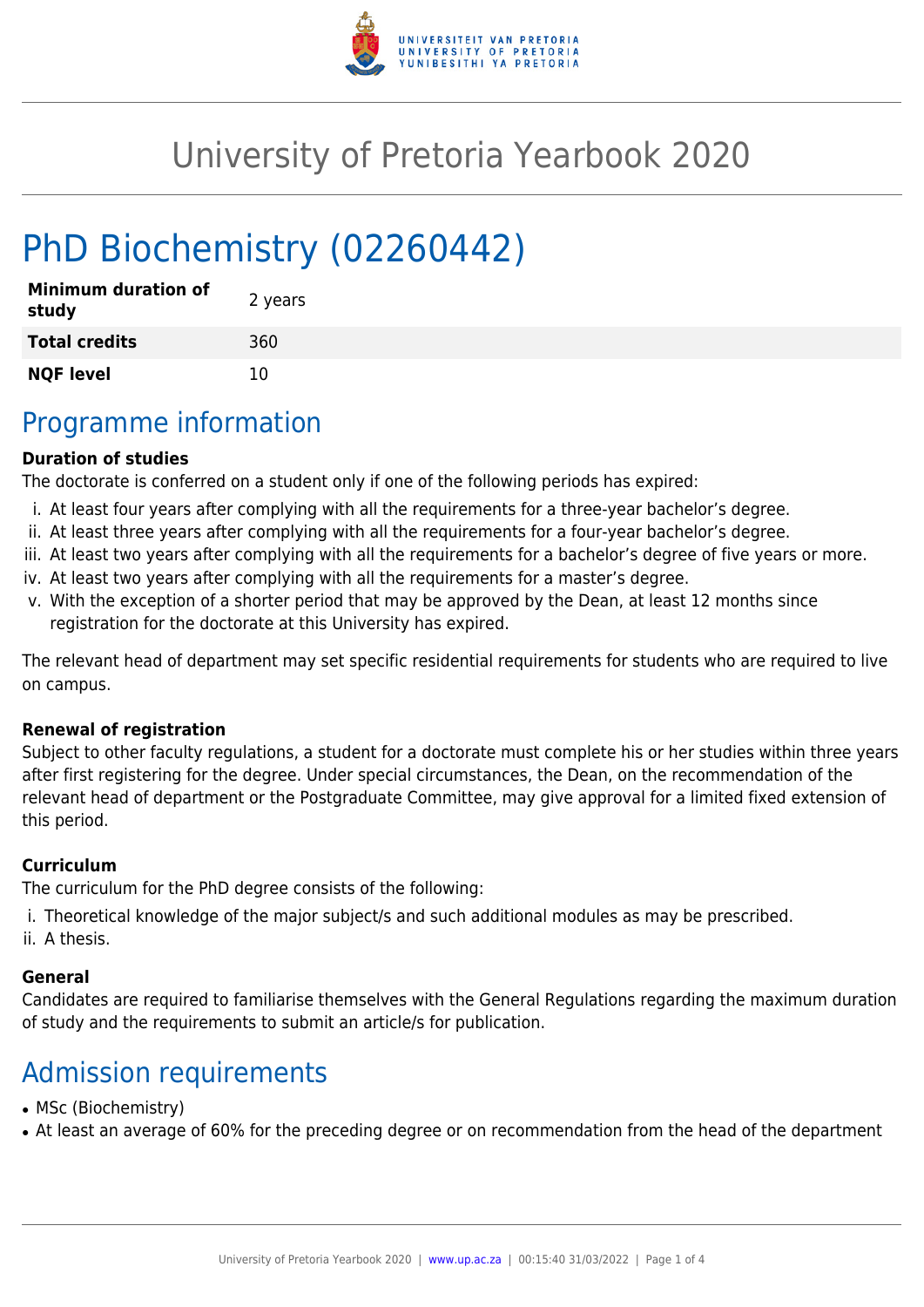# University of Pretoria Yearbook 2020

# PhD Biochemistry (02260442)

| | |
|---|---|
| **Minimum duration of study** | 2 years |
| **Total credits** | 360 |
| **NQF level** | 10 |

## Programme information

**Duration of studies**

The doctorate is conferred on a student only if one of the following periods has expired:

i. At least four years after complying with all the requirements for a three-year bachelor's degree.
ii. At least three years after complying with all the requirements for a four-year bachelor's degree.
iii. At least two years after complying with all the requirements for a bachelor's degree of five years or more.
iv. At least two years after complying with all the requirements for a master's degree.
v. With the exception of a shorter period that may be approved by the Dean, at least 12 months since registration for the doctorate at this University has expired.

The relevant head of department may set specific residential requirements for students who are required to live on campus.

**Renewal of registration**

Subject to other faculty regulations, a student for a doctorate must complete his or her studies within three years after first registering for the degree. Under special circumstances, the Dean, on the recommendation of the relevant head of department or the Postgraduate Committee, may give approval for a limited fixed extension of this period.

**Curriculum**

The curriculum for the PhD degree consists of the following:

i. Theoretical knowledge of the major subject/s and such additional modules as may be prescribed.
ii. A thesis.

**General**

Candidates are required to familiarise themselves with the General Regulations regarding the maximum duration of study and the requirements to submit an article/s for publication.

## Admission requirements

- MSc (Biochemistry)
- At least an average of 60% for the preceding degree or on recommendation from the head of the department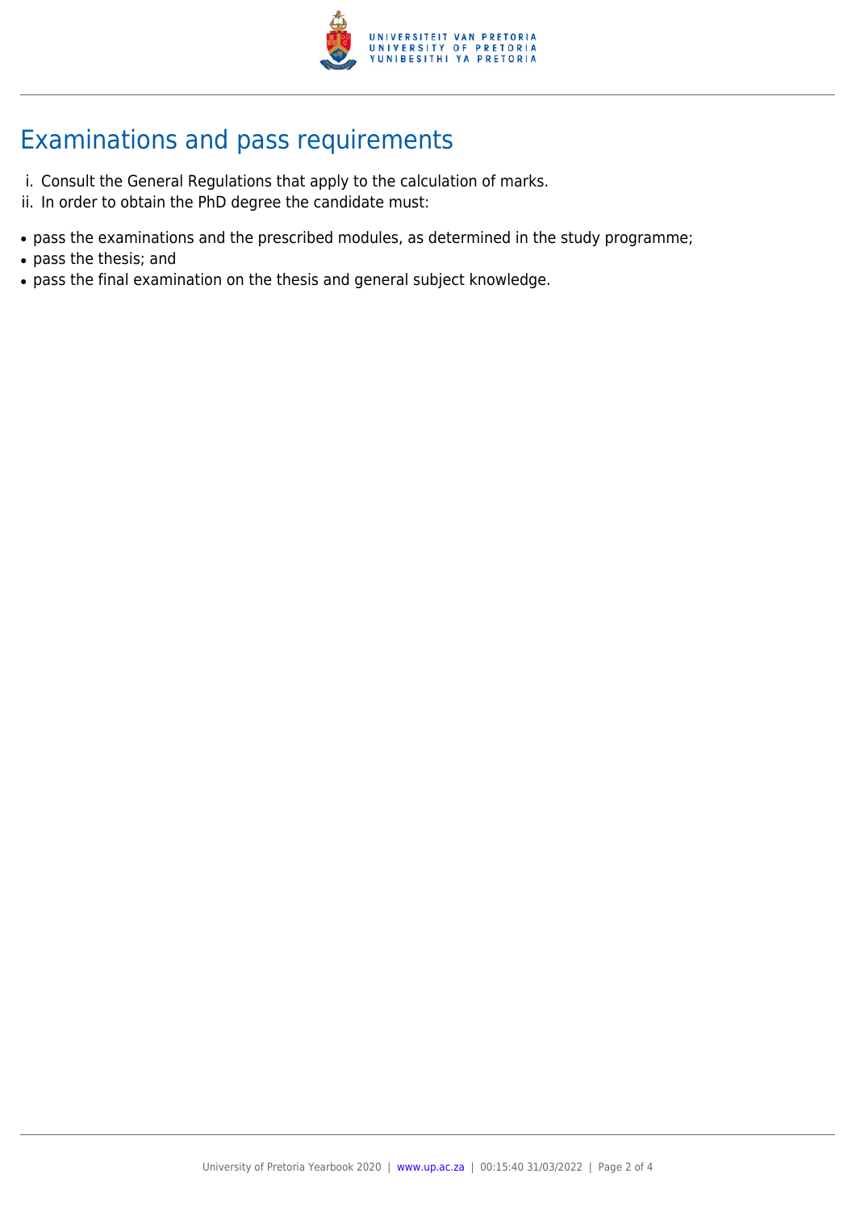## Examinations and pass requirements

i. Consult the General Regulations that apply to the calculation of marks.
ii. In order to obtain the PhD degree the candidate must:

- pass the examinations and the prescribed modules, as determined in the study programme;
- pass the thesis; and
- pass the final examination on the thesis and general subject knowledge.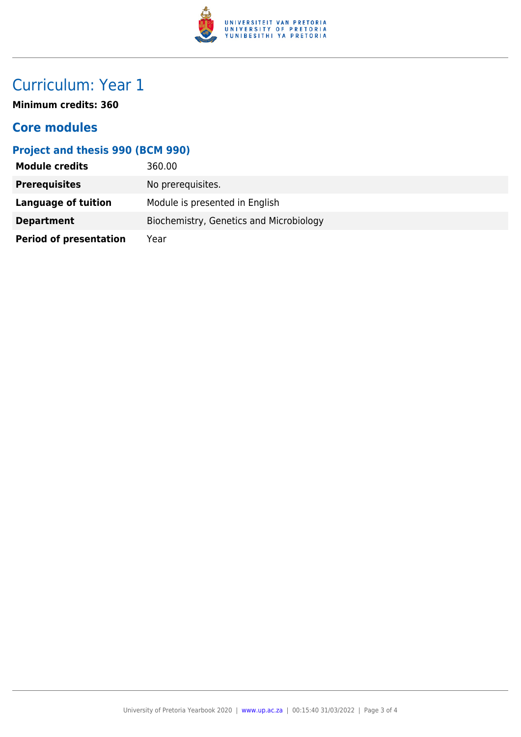# Curriculum: Year 1

**Minimum credits: 360**

## Core modules

### Project and thesis 990 (BCM 990)

| | |
|---|---|
| **Module credits** | 360.00 |
| **Prerequisites** | No prerequisites. |
| **Language of tuition** | Module is presented in English |
| **Department** | Biochemistry, Genetics and Microbiology |
| **Period of presentation** | Year |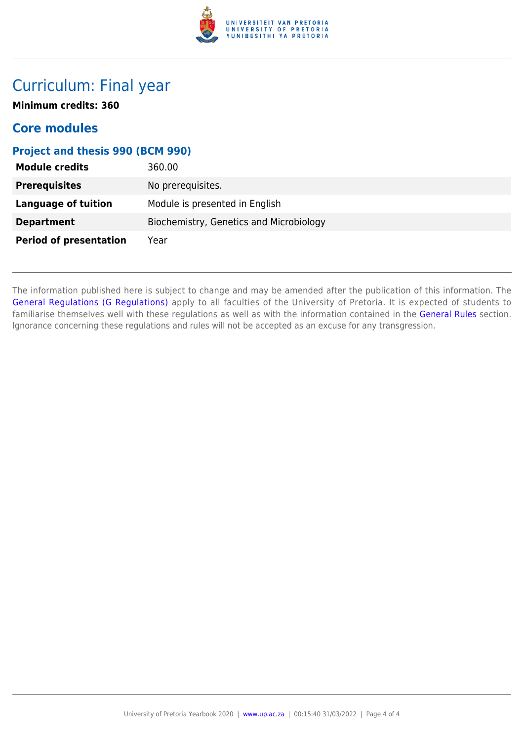# Curriculum: Final year

**Minimum credits: 360**

## Core modules

### Project and thesis 990 (BCM 990)

| | |
|---|---|
| **Module credits** | 360.00 |
| **Prerequisites** | No prerequisites. |
| **Language of tuition** | Module is presented in English |
| **Department** | Biochemistry, Genetics and Microbiology |
| **Period of presentation** | Year |

The information published here is subject to change and may be amended after the publication of this information. The General Regulations (G Regulations) apply to all faculties of the University of Pretoria. It is expected of students to familiarise themselves well with these regulations as well as with the information contained in the General Rules section. Ignorance concerning these regulations and rules will not be accepted as an excuse for any transgression.